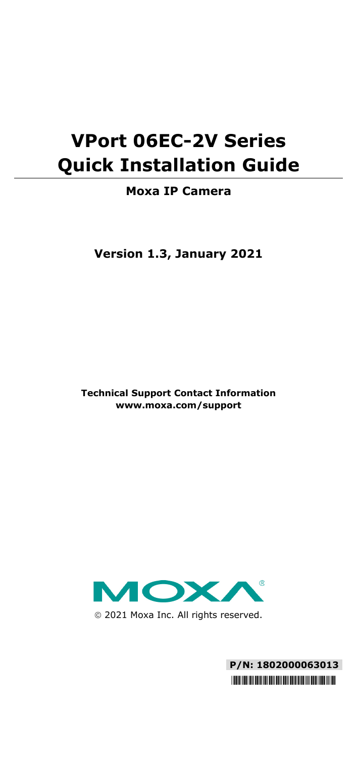# VPort 06EC-2V Series Quick Installation Guide

**Moxa IP Camera**

**Version 1.3, January 2021**

**Technical Support Contact Information**
**www.moxa.com/support**

© 2021 Moxa Inc. All rights reserved.

**P/N: 1802000063013**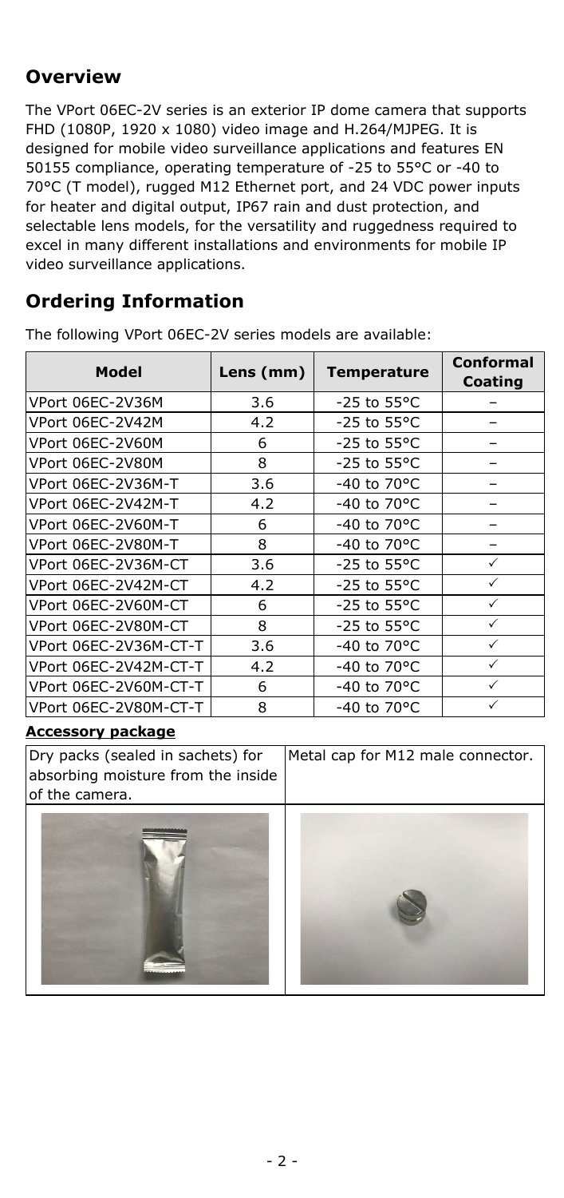## Overview

The VPort 06EC-2V series is an exterior IP dome camera that supports FHD (1080P, 1920 x 1080) video image and H.264/MJPEG. It is designed for mobile video surveillance applications and features EN 50155 compliance, operating temperature of -25 to 55°C or -40 to 70°C (T model), rugged M12 Ethernet port, and 24 VDC power inputs for heater and digital output, IP67 rain and dust protection, and selectable lens models, for the versatility and ruggedness required to excel in many different installations and environments for mobile IP video surveillance applications.

## Ordering Information

The following VPort 06EC-2V series models are available:

| Model | Lens (mm) | Temperature | Conformal Coating |
|---|---|---|---|
| VPort 06EC-2V36M | 3.6 | -25 to 55°C | – |
| VPort 06EC-2V42M | 4.2 | -25 to 55°C | – |
| VPort 06EC-2V60M | 6 | -25 to 55°C | – |
| VPort 06EC-2V80M | 8 | -25 to 55°C | – |
| VPort 06EC-2V36M-T | 3.6 | -40 to 70°C | – |
| VPort 06EC-2V42M-T | 4.2 | -40 to 70°C | – |
| VPort 06EC-2V60M-T | 6 | -40 to 70°C | – |
| VPort 06EC-2V80M-T | 8 | -40 to 70°C | – |
| VPort 06EC-2V36M-CT | 3.6 | -25 to 55°C | ✓ |
| VPort 06EC-2V42M-CT | 4.2 | -25 to 55°C | ✓ |
| VPort 06EC-2V60M-CT | 6 | -25 to 55°C | ✓ |
| VPort 06EC-2V80M-CT | 8 | -25 to 55°C | ✓ |
| VPort 06EC-2V36M-CT-T | 3.6 | -40 to 70°C | ✓ |
| VPort 06EC-2V42M-CT-T | 4.2 | -40 to 70°C | ✓ |
| VPort 06EC-2V60M-CT-T | 6 | -40 to 70°C | ✓ |
| VPort 06EC-2V80M-CT-T | 8 | -40 to 70°C | ✓ |

**Accessory package**

| Dry packs (sealed in sachets) for absorbing moisture from the inside of the camera. | Metal cap for M12 male connector. |
|---|---|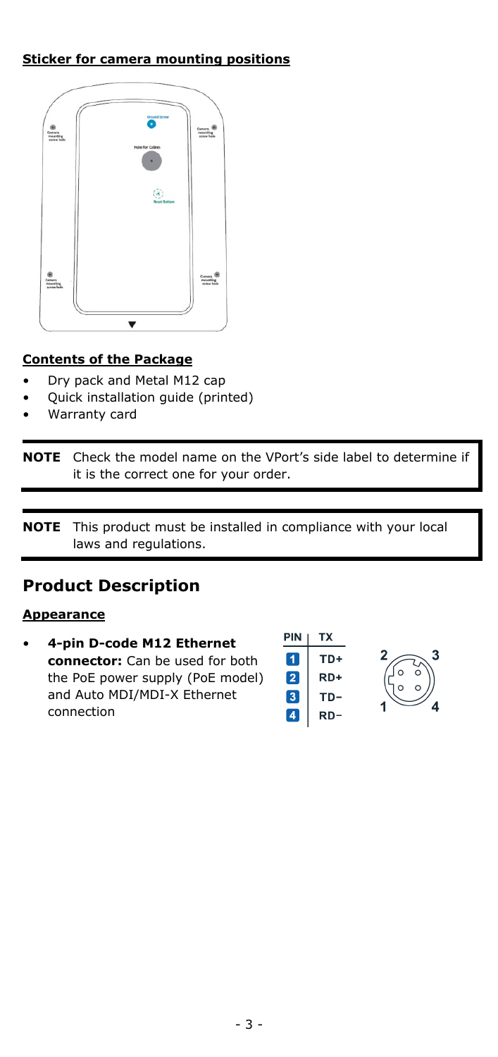**Sticker for camera mounting positions**

**Contents of the Package**

- Dry pack and Metal M12 cap
- Quick installation guide (printed)
- Warranty card

> **NOTE** Check the model name on the VPort's side label to determine if it is the correct one for your order.

> **NOTE** This product must be installed in compliance with your local laws and regulations.

## Product Description

**Appearance**

- **4-pin D-code M12 Ethernet connector:** Can be used for both the PoE power supply (PoE model) and Auto MDI/MDI-X Ethernet connection

| PIN | TX |
|---|---|
| 1 | TD+ |
| 2 | RD+ |
| 3 | TD− |
| 4 | RD− |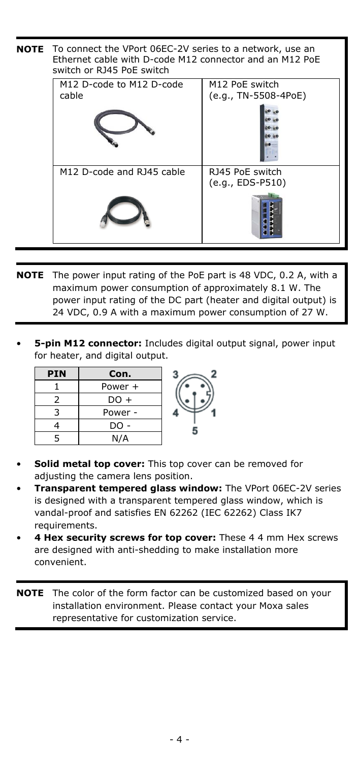**NOTE** To connect the VPort 06EC-2V series to a network, use an Ethernet cable with D-code M12 connector and an M12 PoE switch or RJ45 PoE switch

| M12 D-code to M12 D-code cable | M12 PoE switch (e.g., TN-5508-4PoE) |
|---|---|
| M12 D-code and RJ45 cable | RJ45 PoE switch (e.g., EDS-P510) |

**NOTE** The power input rating of the PoE part is 48 VDC, 0.2 A, with a maximum power consumption of approximately 8.1 W. The power input rating of the DC part (heater and digital output) is 24 VDC, 0.9 A with a maximum power consumption of 27 W.

- **5-pin M12 connector:** Includes digital output signal, power input for heater, and digital output.

| PIN | Con. |
|---|---|
| 1 | Power + |
| 2 | DO + |
| 3 | Power - |
| 4 | DO - |
| 5 | N/A |

- **Solid metal top cover:** This top cover can be removed for adjusting the camera lens position.
- **Transparent tempered glass window:** The VPort 06EC-2V series is designed with a transparent tempered glass window, which is vandal-proof and satisfies EN 62262 (IEC 62262) Class IK7 requirements.
- **4 Hex security screws for top cover:** These 4 4 mm Hex screws are designed with anti-shedding to make installation more convenient.

**NOTE** The color of the form factor can be customized based on your installation environment. Please contact your Moxa sales representative for customization service.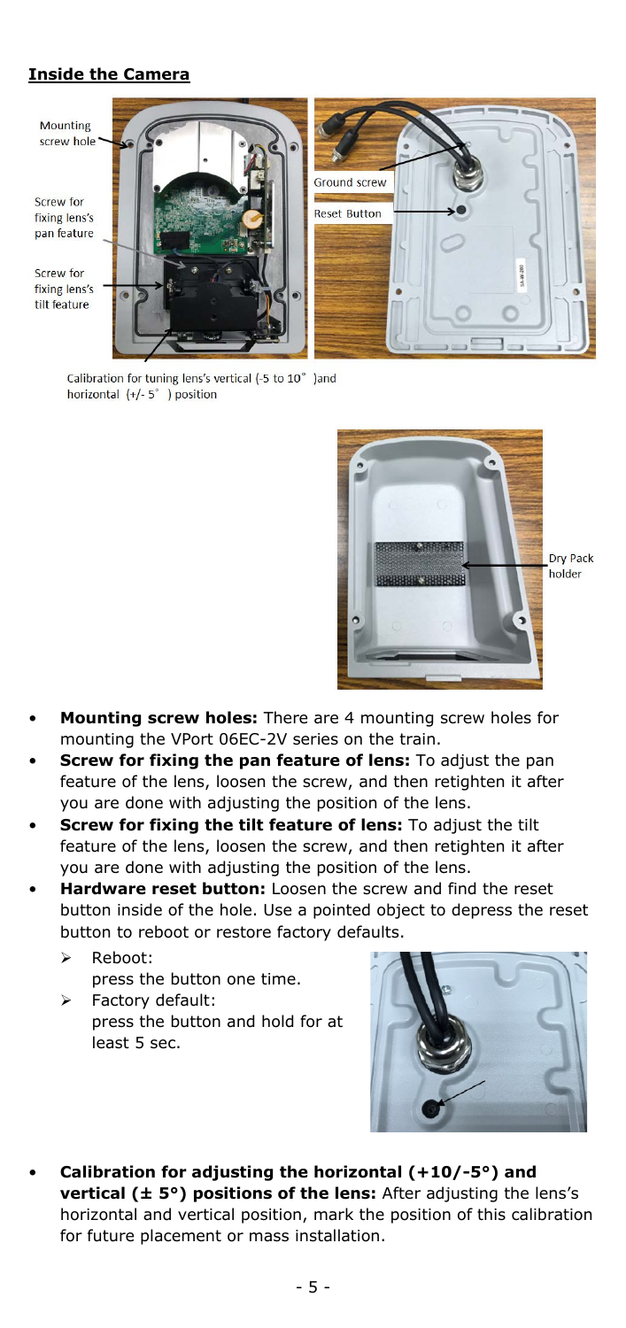## Inside the Camera

Mounting screw hole

Screw for fixing lens's pan feature

Screw for fixing lens's tilt feature

Ground screw

Reset Button

Calibration for tuning lens's vertical (-5 to 10° )and horizontal (+/- 5° ) position

Dry Pack holder

- **Mounting screw holes:** There are 4 mounting screw holes for mounting the VPort 06EC-2V series on the train.
- **Screw for fixing the pan feature of lens:** To adjust the pan feature of the lens, loosen the screw, and then retighten it after you are done with adjusting the position of the lens.
- **Screw for fixing the tilt feature of lens:** To adjust the tilt feature of the lens, loosen the screw, and then retighten it after you are done with adjusting the position of the lens.
- **Hardware reset button:** Loosen the screw and find the reset button inside of the hole. Use a pointed object to depress the reset button to reboot or restore factory defaults.
  - Reboot:
    press the button one time.
  - Factory default:
    press the button and hold for at least 5 sec.
- **Calibration for adjusting the horizontal (+10/-5°) and vertical (± 5°) positions of the lens:** After adjusting the lens's horizontal and vertical position, mark the position of this calibration for future placement or mass installation.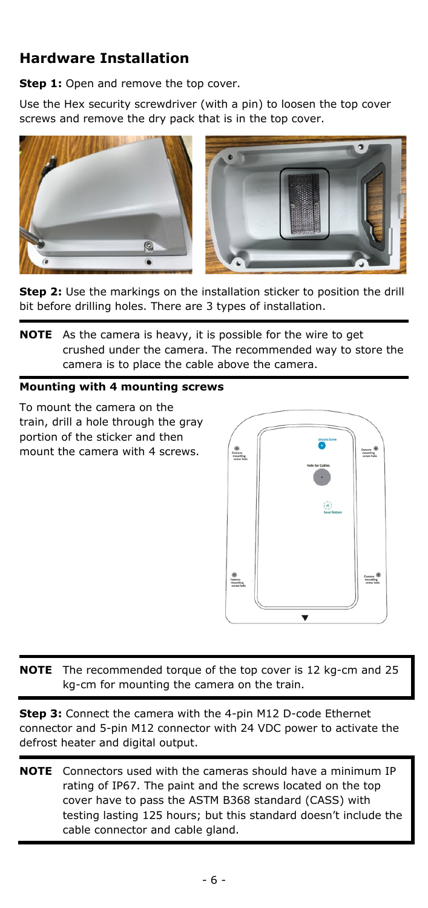## Hardware Installation

**Step 1:** Open and remove the top cover.

Use the Hex security screwdriver (with a pin) to loosen the top cover screws and remove the dry pack that is in the top cover.

**Step 2:** Use the markings on the installation sticker to position the drill bit before drilling holes. There are 3 types of installation.

**NOTE** As the camera is heavy, it is possible for the wire to get crushed under the camera. The recommended way to store the camera is to place the cable above the camera.

**Mounting with 4 mounting screws**

To mount the camera on the train, drill a hole through the gray portion of the sticker and then mount the camera with 4 screws.

**NOTE** The recommended torque of the top cover is 12 kg-cm and 25 kg-cm for mounting the camera on the train.

**Step 3:** Connect the camera with the 4-pin M12 D-code Ethernet connector and 5-pin M12 connector with 24 VDC power to activate the defrost heater and digital output.

**NOTE** Connectors used with the cameras should have a minimum IP rating of IP67. The paint and the screws located on the top cover have to pass the ASTM B368 standard (CASS) with testing lasting 125 hours; but this standard doesn't include the cable connector and cable gland.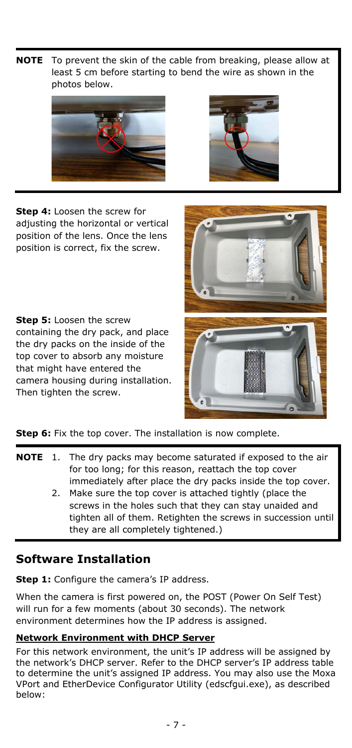**NOTE** To prevent the skin of the cable from breaking, please allow at least 5 cm before starting to bend the wire as shown in the photos below.

**Step 4:** Loosen the screw for adjusting the horizontal or vertical position of the lens. Once the lens position is correct, fix the screw.

**Step 5:** Loosen the screw containing the dry pack, and place the dry packs on the inside of the top cover to absorb any moisture that might have entered the camera housing during installation. Then tighten the screw.

**Step 6:** Fix the top cover. The installation is now complete.

**NOTE**

1. The dry packs may become saturated if exposed to the air for too long; for this reason, reattach the top cover immediately after place the dry packs inside the top cover.
2. Make sure the top cover is attached tightly (place the screws in the holes such that they can stay unaided and tighten all of them. Retighten the screws in succession until they are all completely tightened.)

## Software Installation

**Step 1:** Configure the camera's IP address.

When the camera is first powered on, the POST (Power On Self Test) will run for a few moments (about 30 seconds). The network environment determines how the IP address is assigned.

**Network Environment with DHCP Server**

For this network environment, the unit's IP address will be assigned by the network's DHCP server. Refer to the DHCP server's IP address table to determine the unit's assigned IP address. You may also use the Moxa VPort and EtherDevice Configurator Utility (edscfgui.exe), as described below: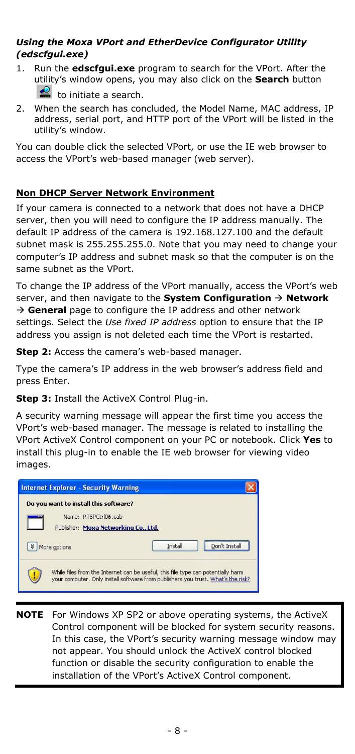### *Using the Moxa VPort and EtherDevice Configurator Utility (edscfgui.exe)*

1. Run the **edscfgui.exe** program to search for the VPort. After the utility's window opens, you may also click on the **Search** button to initiate a search.
2. When the search has concluded, the Model Name, MAC address, IP address, serial port, and HTTP port of the VPort will be listed in the utility's window.

You can double click the selected VPort, or use the IE web browser to access the VPort's web-based manager (web server).

**Non DHCP Server Network Environment**

If your camera is connected to a network that does not have a DHCP server, then you will need to configure the IP address manually. The default IP address of the camera is 192.168.127.100 and the default subnet mask is 255.255.255.0. Note that you may need to change your computer's IP address and subnet mask so that the computer is on the same subnet as the VPort.

To change the IP address of the VPort manually, access the VPort's web server, and then navigate to the **System Configuration** → **Network** → **General** page to configure the IP address and other network settings. Select the *Use fixed IP address* option to ensure that the IP address you assign is not deleted each time the VPort is restarted.

**Step 2:** Access the camera's web-based manager.

Type the camera's IP address in the web browser's address field and press Enter.

**Step 3:** Install the ActiveX Control Plug-in.

A security warning message will appear the first time you access the VPort's web-based manager. The message is related to installing the VPort ActiveX Control component on your PC or notebook. Click **Yes** to install this plug-in to enable the IE web browser for viewing video images.

**Internet Explorer - Security Warning**

Do you want to install this software?

Name: RTSPCtrl06.cab

Publisher: Moxa Networking Co., Ltd.

More options | Install | Don't Install

While files from the Internet can be useful, this file type can potentially harm your computer. Only install software from publishers you trust. What's the risk?

**NOTE** For Windows XP SP2 or above operating systems, the ActiveX Control component will be blocked for system security reasons. In this case, the VPort's security warning message window may not appear. You should unlock the ActiveX control blocked function or disable the security configuration to enable the installation of the VPort's ActiveX Control component.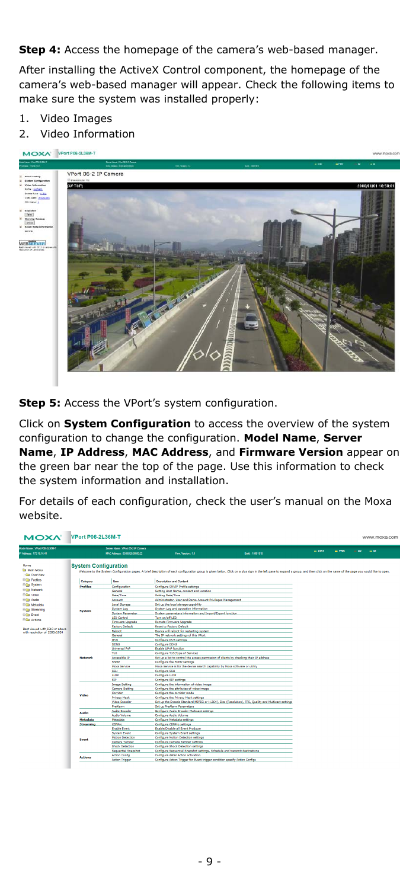**Step 4:** Access the homepage of the camera's web-based manager.

After installing the ActiveX Control component, the homepage of the camera's web-based manager will appear. Check the following items to make sure the system was installed properly:

1. Video Images
2. Video Information

**Step 5:** Access the VPort's system configuration.

Click on **System Configuration** to access the overview of the system configuration to change the configuration. **Model Name**, **Server Name**, **IP Address**, **MAC Address**, and **Firmware Version** appear on the green bar near the top of the page. Use this information to check the system information and installation.

For details of each configuration, check the user's manual on the Moxa website.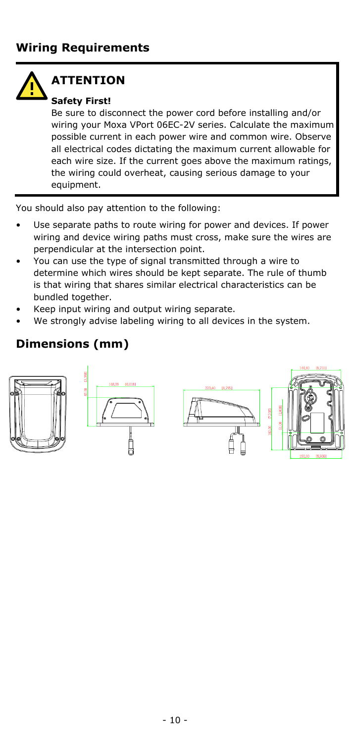## Wiring Requirements

> **ATTENTION**
>
> **Safety First!**
>
> Be sure to disconnect the power cord before installing and/or wiring your Moxa VPort 06EC-2V series. Calculate the maximum possible current in each power wire and common wire. Observe all electrical codes dictating the maximum current allowable for each wire size. If the current goes above the maximum ratings, the wiring could overheat, causing serious damage to your equipment.

You should also pay attention to the following:

- Use separate paths to route wiring for power and devices. If power wiring and device wiring paths must cross, make sure the wires are perpendicular at the intersection point.
- You can use the type of signal transmitted through a wire to determine which wires should be kept separate. The rule of thumb is that wiring that shares similar electrical characteristics can be bundled together.
- Keep input wiring and output wiring separate.
- We strongly advise labeling wiring to all devices in the system.

## Dimensions (mm)

168.00 [6.618]

85.00 [3.368]

223.40 [8.795]

144.80 [5.701]

183.00 [7.205]

50.00 [1.969]

150.00 [5.906]